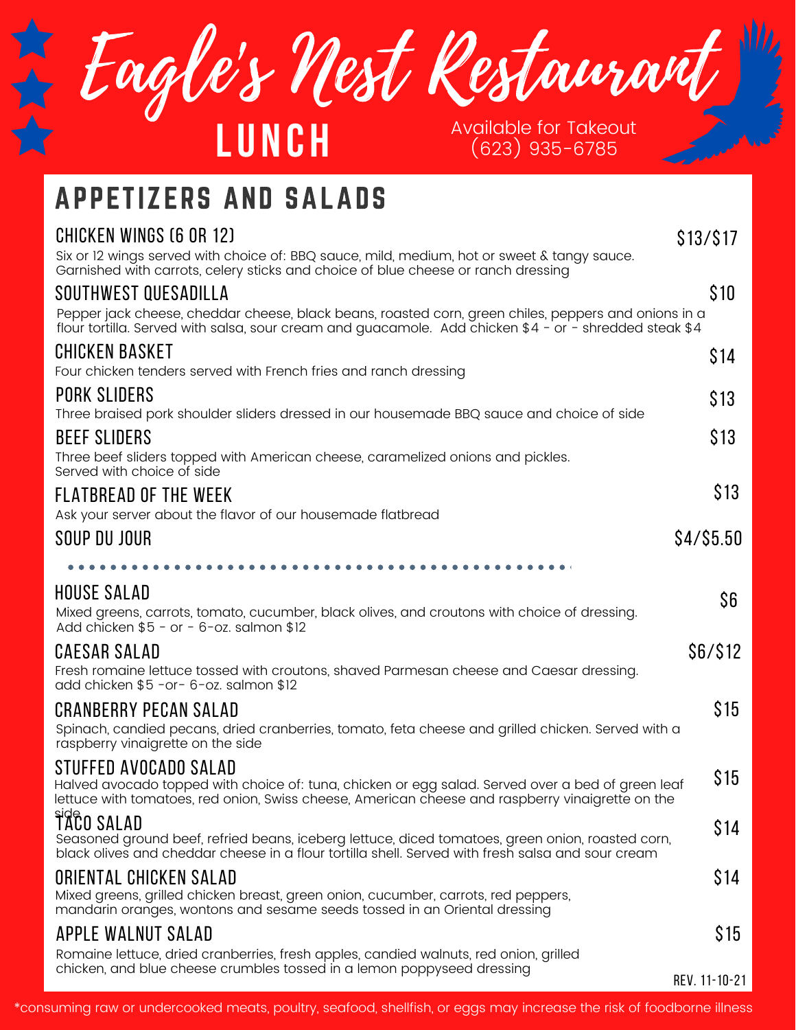# Eagle's Nest Restaurant

## LUNCH

Available for Takeout
(623) 935-6785

## APPETIZERS AND SALADS

### CHICKEN WINGS (6 OR 12) — $13/$17
Six or 12 wings served with choice of: BBQ sauce, mild, medium, hot or sweet & tangy sauce. Garnished with carrots, celery sticks and choice of blue cheese or ranch dressing

### SOUTHWEST QUESADILLA — $10
Pepper jack cheese, cheddar cheese, black beans, roasted corn, green chiles, peppers and onions in a flour tortilla. Served with salsa, sour cream and guacamole. Add chicken $4 - or - shredded steak $4

### CHICKEN BASKET — $14
Four chicken tenders served with French fries and ranch dressing

### PORK SLIDERS — $13
Three braised pork shoulder sliders dressed in our housemade BBQ sauce and choice of side

### BEEF SLIDERS — $13
Three beef sliders topped with American cheese, caramelized onions and pickles. Served with choice of side

### FLATBREAD OF THE WEEK — $13
Ask your server about the flavor of our housemade flatbread

### SOUP DU JOUR — $4/$5.50

---

### HOUSE SALAD — $6
Mixed greens, carrots, tomato, cucumber, black olives, and croutons with choice of dressing. Add chicken $5 - or - 6-oz. salmon $12

### CAESAR SALAD — $6/$12
Fresh romaine lettuce tossed with croutons, shaved Parmesan cheese and Caesar dressing. add chicken $5 -or- 6-oz. salmon $12

### CRANBERRY PECAN SALAD — $15
Spinach, candied pecans, dried cranberries, tomato, feta cheese and grilled chicken. Served with a raspberry vinaigrette on the side

### STUFFED AVOCADO SALAD — $15
Halved avocado topped with choice of: tuna, chicken or egg salad. Served over a bed of green leaf lettuce with tomatoes, red onion, Swiss cheese, American cheese and raspberry vinaigrette on the side

### TACO SALAD — $14
Seasoned ground beef, refried beans, iceberg lettuce, diced tomatoes, green onion, roasted corn, black olives and cheddar cheese in a flour tortilla shell. Served with fresh salsa and sour cream

### ORIENTAL CHICKEN SALAD — $14
Mixed greens, grilled chicken breast, green onion, cucumber, carrots, red peppers, mandarin oranges, wontons and sesame seeds tossed in an Oriental dressing

### APPLE WALNUT SALAD — $15
Romaine lettuce, dried cranberries, fresh apples, candied walnuts, red onion, grilled chicken, and blue cheese crumbles tossed in a lemon poppyseed dressing

REV. 11-10-21

*consuming raw or undercooked meats, poultry, seafood, shellfish, or eggs may increase the risk of foodborne illness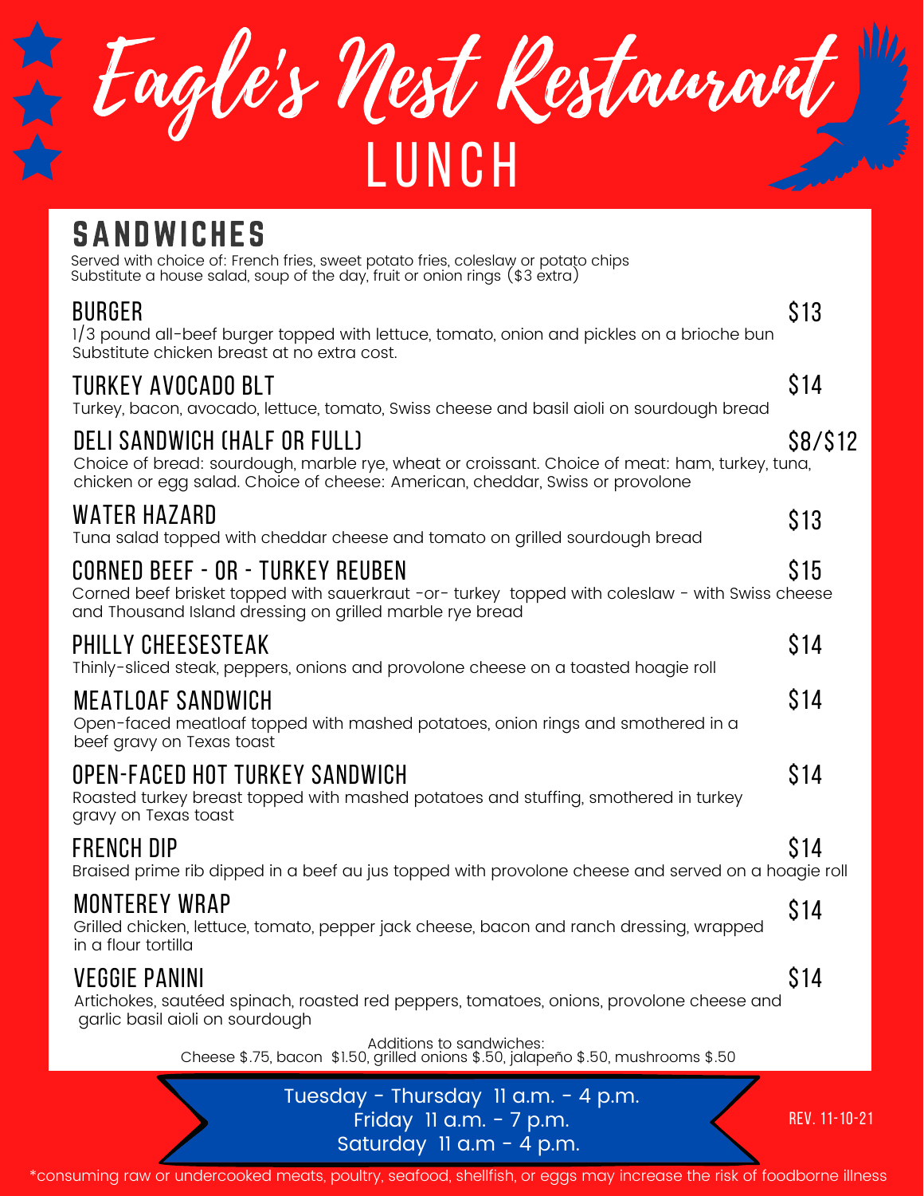# Eagle's Nest Restaurant

## LUNCH

## SANDWICHES

Served with choice of: French fries, sweet potato fries, coleslaw or potato chips
Substitute a house salad, soup of the day, fruit or onion rings ($3 extra)

### BURGER — $13
1/3 pound all-beef burger topped with lettuce, tomato, onion and pickles on a brioche bun
Substitute chicken breast at no extra cost.

### TURKEY AVOCADO BLT — $14
Turkey, bacon, avocado, lettuce, tomato, Swiss cheese and basil aioli on sourdough bread

### DELI SANDWICH (HALF OR FULL) — $8/$12
Choice of bread: sourdough, marble rye, wheat or croissant. Choice of meat: ham, turkey, tuna, chicken or egg salad. Choice of cheese: American, cheddar, Swiss or provolone

### WATER HAZARD — $13
Tuna salad topped with cheddar cheese and tomato on grilled sourdough bread

### CORNED BEEF - OR - TURKEY REUBEN — $15
Corned beef brisket topped with sauerkraut -or- turkey topped with coleslaw - with Swiss cheese and Thousand Island dressing on grilled marble rye bread

### PHILLY CHEESESTEAK — $14
Thinly-sliced steak, peppers, onions and provolone cheese on a toasted hoagie roll

### MEATLOAF SANDWICH — $14
Open-faced meatloaf topped with mashed potatoes, onion rings and smothered in a beef gravy on Texas toast

### OPEN-FACED HOT TURKEY SANDWICH — $14
Roasted turkey breast topped with mashed potatoes and stuffing, smothered in turkey gravy on Texas toast

### FRENCH DIP — $14
Braised prime rib dipped in a beef au jus topped with provolone cheese and served on a hoagie roll

### MONTEREY WRAP — $14
Grilled chicken, lettuce, tomato, pepper jack cheese, bacon and ranch dressing, wrapped in a flour tortilla

### VEGGIE PANINI — $14
Artichokes, sautéed spinach, roasted red peppers, tomatoes, onions, provolone cheese and garlic basil aioli on sourdough

Additions to sandwiches:
Cheese $.75, bacon $1.50, grilled onions $.50, jalapeño $.50, mushrooms $.50

Tuesday - Thursday 11 a.m. - 4 p.m.
Friday 11 a.m. - 7 p.m.
Saturday 11 a.m - 4 p.m.

REV. 11-10-21

*consuming raw or undercooked meats, poultry, seafood, shellfish, or eggs may increase the risk of foodborne illness